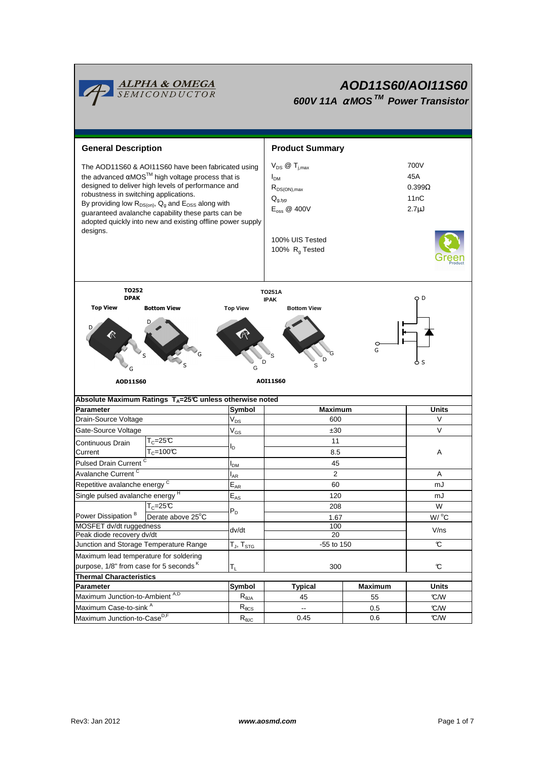# AOD11S60/AOI11S60

## 600V 11A αMOS™ Power Transistor

## General Description

The AOD11S60 & AOI11S60 have been fabricated using the advanced αMOS™ high voltage process that is designed to deliver high levels of performance and robustness in switching applications.
By providing low $R_{DS(on)}$, $Q_g$ and $E_{OSS}$ along with guaranteed avalanche capability these parts can be adopted quickly into new and existing offline power supply designs.

## Product Summary

| | |
|---|---|
| $V_{DS}$ @ $T_{j,max}$ | 700V |
| $I_{DM}$ | 45A |
| $R_{DS(ON),max}$ | 0.399Ω |
| $Q_{g,typ}$ | 11nC |
| $E_{oss}$ @ 400V | 2.7μJ |

100% UIS Tested
100% $R_g$ Tested

TO252 DPAK — Top View, Bottom View — AOD11S60

TO251A IPAK — Top View, Bottom View — AOI11S60

## Absolute Maximum Ratings $T_A$=25°C unless otherwise noted

| Parameter | | Symbol | Maximum | Units |
|---|---|---|---|---|
| Drain-Source Voltage | | $V_{DS}$ | 600 | V |
| Gate-Source Voltage | | $V_{GS}$ | ±30 | V |
| Continuous Drain Current | $T_C$=25°C | $I_D$ | 11 | A |
| | $T_C$=100°C | | 8.5 | A |
| Pulsed Drain Current [C] | | $I_{DM}$ | 45 | A |
| Avalanche Current [C] | | $I_{AR}$ | 2 | A |
| Repetitive avalanche energy [C] | | $E_{AR}$ | 60 | mJ |
| Single pulsed avalanche energy [H] | | $E_{AS}$ | 120 | mJ |
| Power Dissipation [B] | $T_C$=25°C | $P_D$ | 208 | W |
| | Derate above 25°C | | 1.67 | W/°C |
| MOSFET dv/dt ruggedness | | dv/dt | 100 | V/ns |
| Peak diode recovery dv/dt | | | 20 | V/ns |
| Junction and Storage Temperature Range | | $T_J$, $T_{STG}$ | -55 to 150 | °C |
| Maximum lead temperature for soldering purpose, 1/8" from case for 5 seconds [K] | | $T_L$ | 300 | °C |

## Thermal Characteristics

| Parameter | Symbol | Typical | Maximum | Units |
|---|---|---|---|---|
| Maximum Junction-to-Ambient [A,D] | $R_{\theta JA}$ | 45 | 55 | °C/W |
| Maximum Case-to-sink [A] | $R_{\theta CS}$ | -- | 0.5 | °C/W |
| Maximum Junction-to-Case [D,F] | $R_{\theta JC}$ | 0.45 | 0.6 | °C/W |

Rev3: Jan 2012 www.aosmd.com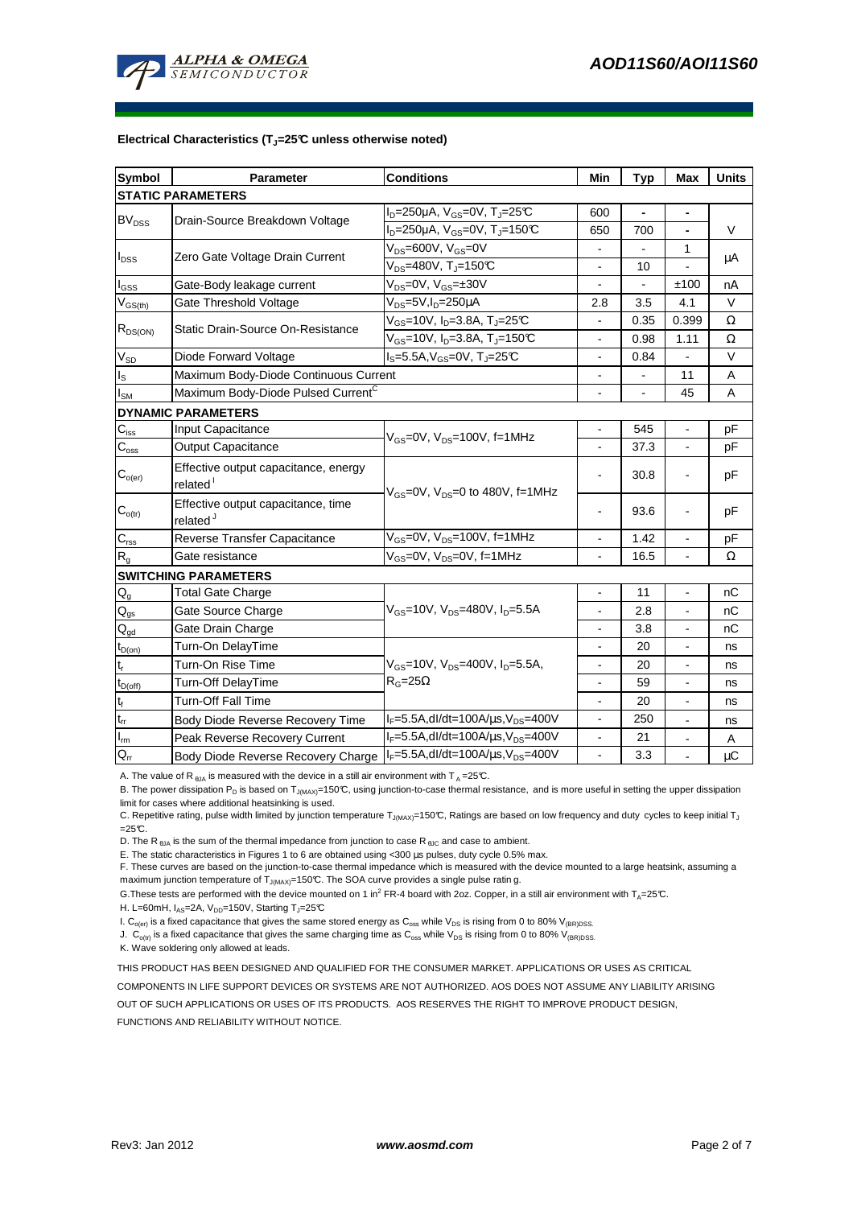**Electrical Characteristics ($T_J$=25°C unless otherwise noted)**

| Symbol | Parameter | Conditions | Min | Typ | Max | Units |
|---|---|---|---|---|---|---|
| **STATIC PARAMETERS** | | | | | | |
| $BV_{DSS}$ | Drain-Source Breakdown Voltage | $I_D$=250µA, $V_{GS}$=0V, $T_J$=25°C | 600 | - | - | V |
| | | $I_D$=250µA, $V_{GS}$=0V, $T_J$=150°C | 650 | 700 | - | |
| $I_{DSS}$ | Zero Gate Voltage Drain Current | $V_{DS}$=600V, $V_{GS}$=0V | - | - | 1 | µA |
| | | $V_{DS}$=480V, $T_J$=150°C | - | 10 | - | |
| $I_{GSS}$ | Gate-Body leakage current | $V_{DS}$=0V, $V_{GS}$=±30V | - | - | ±100 | nA |
| $V_{GS(th)}$ | Gate Threshold Voltage | $V_{DS}$=5V, $I_D$=250µA | 2.8 | 3.5 | 4.1 | V |
| $R_{DS(ON)}$ | Static Drain-Source On-Resistance | $V_{GS}$=10V, $I_D$=3.8A, $T_J$=25°C | - | 0.35 | 0.399 | Ω |
| | | $V_{GS}$=10V, $I_D$=3.8A, $T_J$=150°C | - | 0.98 | 1.11 | Ω |
| $V_{SD}$ | Diode Forward Voltage | $I_S$=5.5A, $V_{GS}$=0V, $T_J$=25°C | - | 0.84 | - | V |
| $I_S$ | Maximum Body-Diode Continuous Current | | - | - | 11 | A |
| $I_{SM}$ | Maximum Body-Diode Pulsed Current[C] | | - | - | 45 | A |
| **DYNAMIC PARAMETERS** | | | | | | |
| $C_{iss}$ | Input Capacitance | $V_{GS}$=0V, $V_{DS}$=100V, f=1MHz | - | 545 | - | pF |
| $C_{oss}$ | Output Capacitance | | - | 37.3 | - | pF |
| $C_{o(er)}$ | Effective output capacitance, energy related[I] | $V_{GS}$=0V, $V_{DS}$=0 to 480V, f=1MHz | - | 30.8 | - | pF |
| $C_{o(tr)}$ | Effective output capacitance, time related[J] | | - | 93.6 | - | pF |
| $C_{rss}$ | Reverse Transfer Capacitance | $V_{GS}$=0V, $V_{DS}$=100V, f=1MHz | - | 1.42 | - | pF |
| $R_g$ | Gate resistance | $V_{GS}$=0V, $V_{DS}$=0V, f=1MHz | - | 16.5 | - | Ω |
| **SWITCHING PARAMETERS** | | | | | | |
| $Q_g$ | Total Gate Charge | $V_{GS}$=10V, $V_{DS}$=480V, $I_D$=5.5A | - | 11 | - | nC |
| $Q_{gs}$ | Gate Source Charge | | - | 2.8 | - | nC |
| $Q_{gd}$ | Gate Drain Charge | | - | 3.8 | - | nC |
| $t_{D(on)}$ | Turn-On DelayTime | $V_{GS}$=10V, $V_{DS}$=400V, $I_D$=5.5A, $R_G$=25Ω | - | 20 | - | ns |
| $t_r$ | Turn-On Rise Time | | - | 20 | - | ns |
| $t_{D(off)}$ | Turn-Off DelayTime | | - | 59 | - | ns |
| $t_f$ | Turn-Off Fall Time | | - | 20 | - | ns |
| $t_{rr}$ | Body Diode Reverse Recovery Time | $I_F$=5.5A, dI/dt=100A/µs, $V_{DS}$=400V | - | 250 | - | ns |
| $I_{rm}$ | Peak Reverse Recovery Current | $I_F$=5.5A, dI/dt=100A/µs, $V_{DS}$=400V | - | 21 | - | A |
| $Q_{rr}$ | Body Diode Reverse Recovery Charge | $I_F$=5.5A, dI/dt=100A/µs, $V_{DS}$=400V | - | 3.3 | - | µC |

A. The value of $R_{\theta JA}$ is measured with the device in a still air environment with $T_A$ =25°C.

B. The power dissipation $P_D$ is based on $T_{J(MAX)}$=150°C, using junction-to-case thermal resistance, and is more useful in setting the upper dissipation limit for cases where additional heatsinking is used.

C. Repetitive rating, pulse width limited by junction temperature $T_{J(MAX)}$=150°C, Ratings are based on low frequency and duty cycles to keep initial $T_J$ =25°C.

D. The $R_{\theta JA}$ is the sum of the thermal impedance from junction to case $R_{\theta JC}$ and case to ambient.

E. The static characteristics in Figures 1 to 6 are obtained using <300 µs pulses, duty cycle 0.5% max.

F. These curves are based on the junction-to-case thermal impedance which is measured with the device mounted to a large heatsink, assuming a maximum junction temperature of $T_{J(MAX)}$=150°C. The SOA curve provides a single pulse rating.

G. These tests are performed with the device mounted on 1 in$^2$ FR-4 board with 2oz. Copper, in a still air environment with $T_A$=25°C.

H. L=60mH, $I_{AS}$=2A, $V_{DD}$=150V, Starting $T_J$=25°C

I. $C_{o(er)}$ is a fixed capacitance that gives the same stored energy as $C_{oss}$ while $V_{DS}$ is rising from 0 to 80% $V_{(BR)DSS}$.

J. $C_{o(tr)}$ is a fixed capacitance that gives the same charging time as $C_{oss}$ while $V_{DS}$ is rising from 0 to 80% $V_{(BR)DSS}$.

K. Wave soldering only allowed at leads.

THIS PRODUCT HAS BEEN DESIGNED AND QUALIFIED FOR THE CONSUMER MARKET. APPLICATIONS OR USES AS CRITICAL COMPONENTS IN LIFE SUPPORT DEVICES OR SYSTEMS ARE NOT AUTHORIZED. AOS DOES NOT ASSUME ANY LIABILITY ARISING OUT OF SUCH APPLICATIONS OR USES OF ITS PRODUCTS. AOS RESERVES THE RIGHT TO IMPROVE PRODUCT DESIGN, FUNCTIONS AND RELIABILITY WITHOUT NOTICE.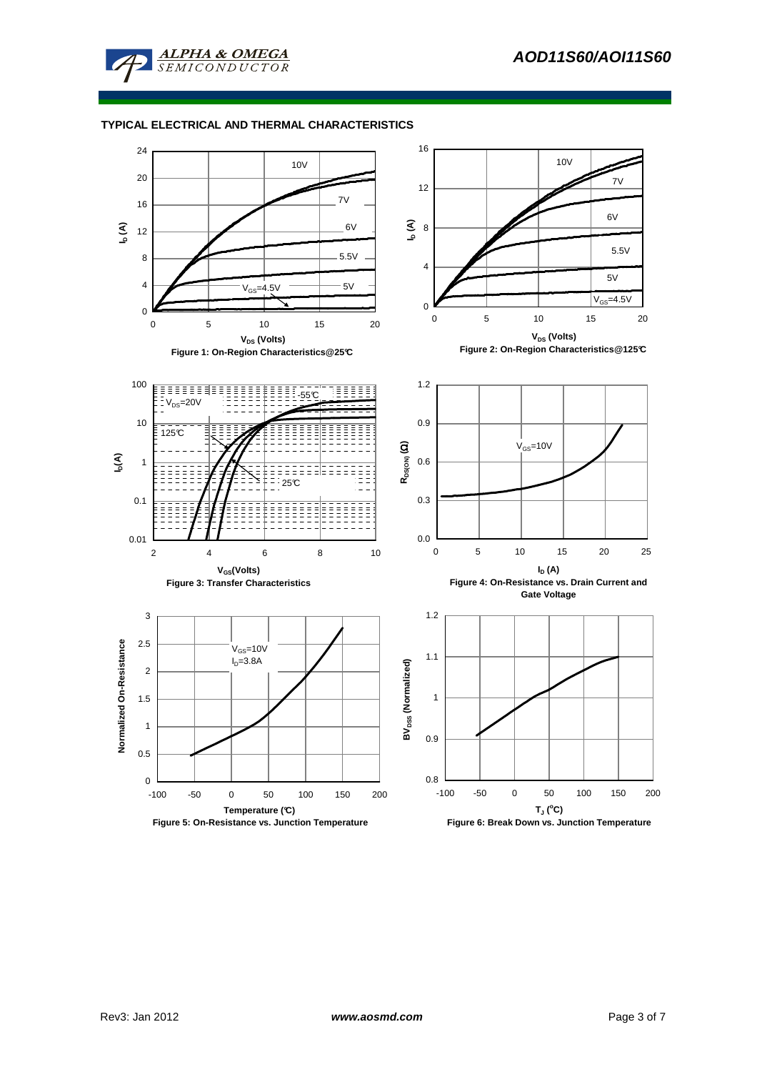## TYPICAL ELECTRICAL AND THERMAL CHARACTERISTICS

Figure 1: On-Region Characteristics@25°C

Figure 2: On-Region Characteristics@125°C

Figure 3: Transfer Characteristics

Figure 4: On-Resistance vs. Drain Current and Gate Voltage

Figure 5: On-Resistance vs. Junction Temperature

Figure 6: Break Down vs. Junction Temperature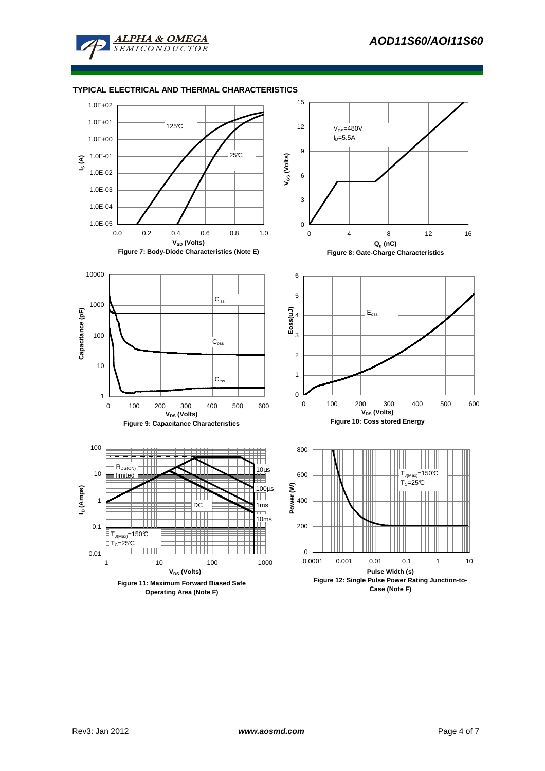## TYPICAL ELECTRICAL AND THERMAL CHARACTERISTICS

Figure 7: Body-Diode Characteristics (Note E)

Figure 8: Gate-Charge Characteristics

Figure 9: Capacitance Characteristics

Figure 10: Coss stored Energy

Figure 11: Maximum Forward Biased Safe Operating Area (Note F)

Figure 12: Single Pulse Power Rating Junction-to-Case (Note F)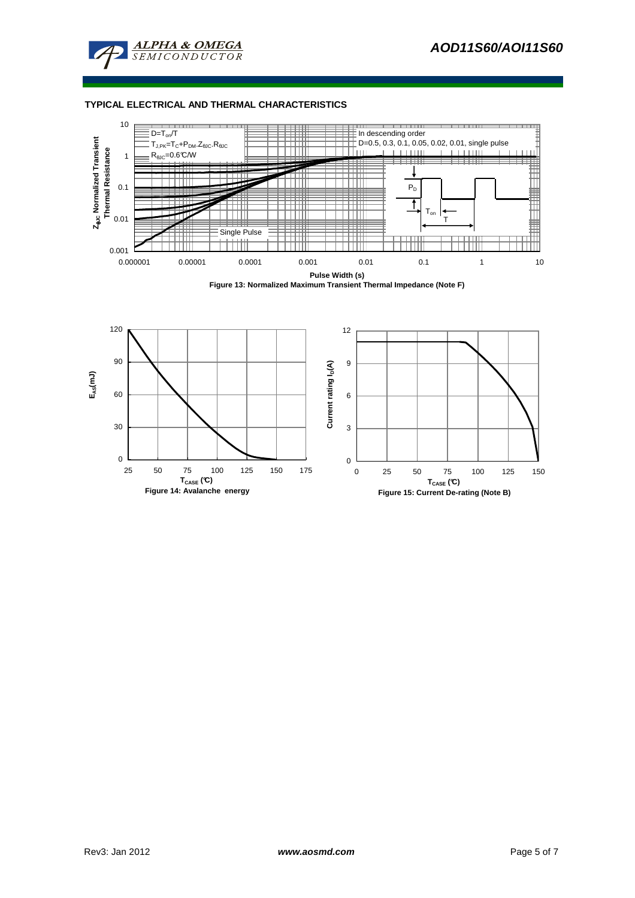## TYPICAL ELECTRICAL AND THERMAL CHARACTERISTICS

Figure 13: Normalized Maximum Transient Thermal Impedance (Note F)

Figure 14: Avalanche energy

Figure 15: Current De-rating (Note B)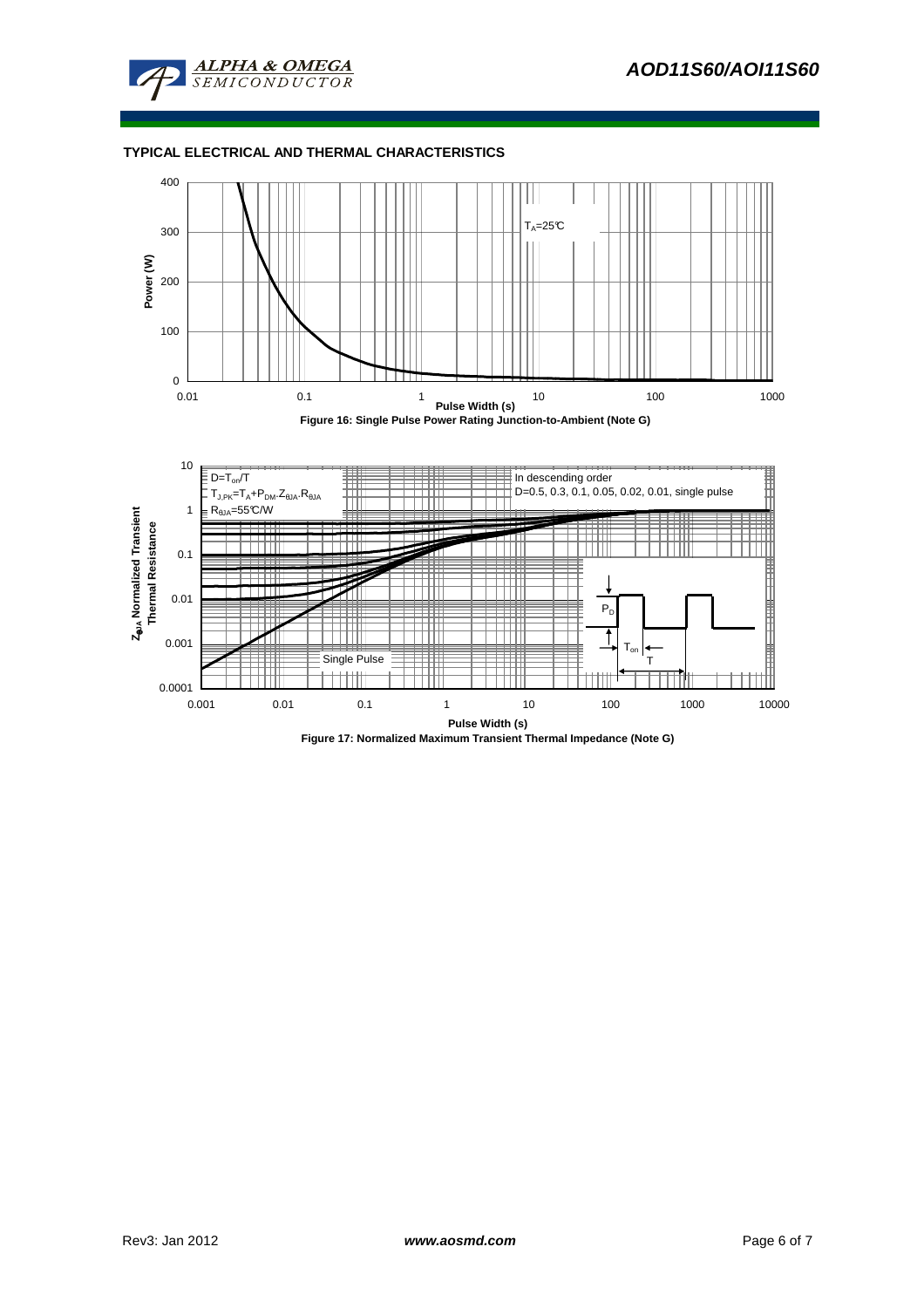## TYPICAL ELECTRICAL AND THERMAL CHARACTERISTICS

Figure 16: Single Pulse Power Rating Junction-to-Ambient (Note G)

Figure 17: Normalized Maximum Transient Thermal Impedance (Note G)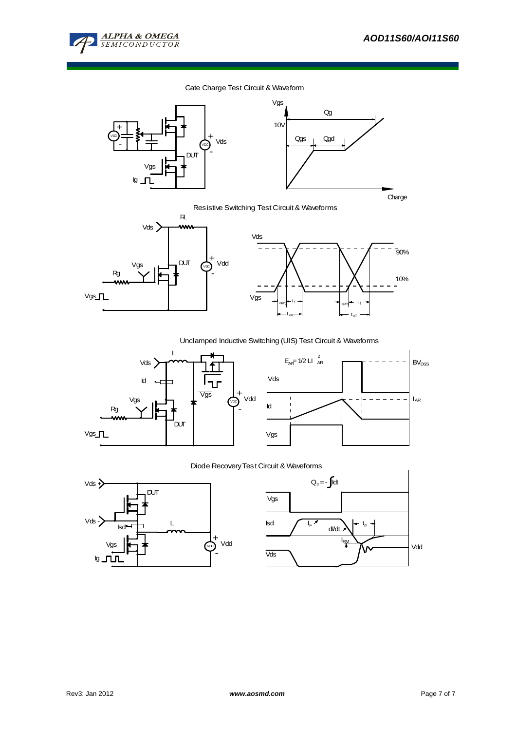Gate Charge Test Circuit & Waveform

Vgs

Qg

10V

Qgs

Qgd

Charge

+

VDC

-

+

VDC Vds

-

DUT

Vgs

Ig

Resistive Switching Test Circuit & Waveforms

RL

Vds

Vgs

Rg

DUT

+

VDC Vdd

-

Vgs

Vds

90%

10%

Vgs

$t_{d(on)}$ $t_r$

$t_{on}$

$t_{d(off)}$ $t_f$

$t_{off}$

Unclamped Inductive Switching (UIS) Test Circuit & Waveforms

L

Vds

Id

Vgs

Rg

Vgs

DUT

+

VDC Vdd

-

Vgs

$E_{AR} = 1/2\ LI^2_{AR}$

$BV_{DSS}$

Vds

Id

$I_{AR}$

Vgs

Diode Recovery Test Circuit & Waveforms

Vds +

DUT

Vds -

Isd

L

Vgs

Ig

+

VDC Vdd

-

$Q_{rr} = -\int Idt$

Vgs

Isd

$I_F$

dI/dt

$t_{rr}$

$I_{RM}$

Vdd

Vds